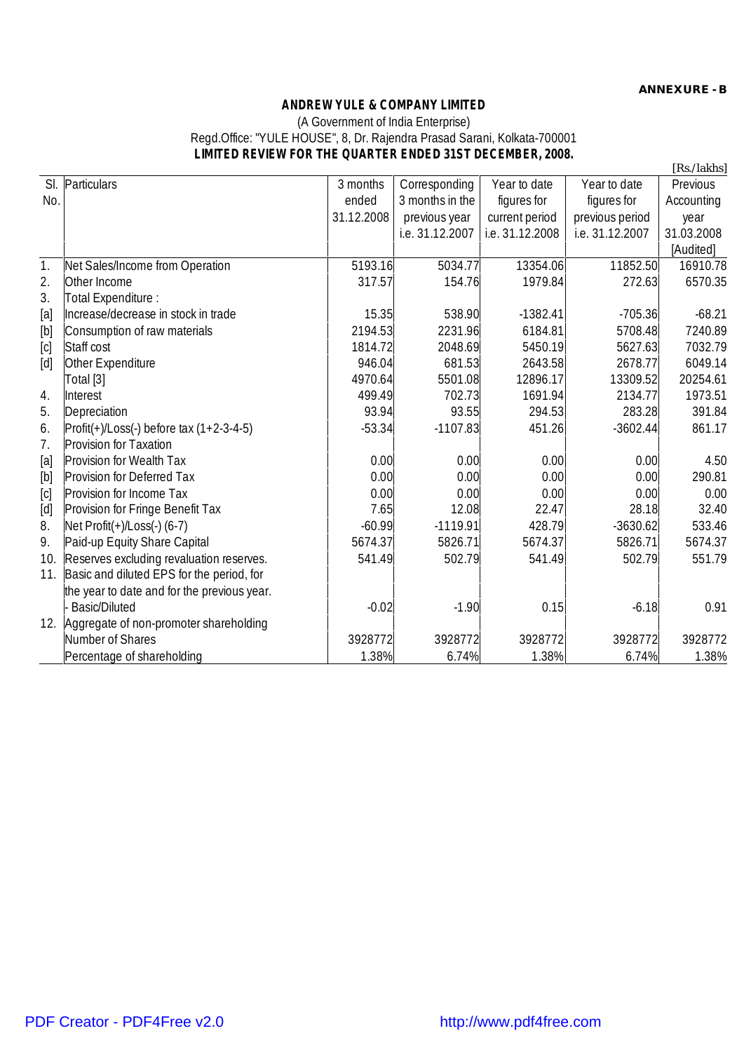**ANNEXURE - B**

**ANDREW YULE & COMPANY LIMITED**

(A Government of India Enterprise)

Regd.Office: "YULE HOUSE", 8, Dr. Rajendra Prasad Sarani, Kolkata-700001

**LIMITED REVIEW FOR THE QUARTER ENDED 31ST DECEMBER, 2008.**

[Rs./lakhs]

| Sl. No. | Particulars | 3 months ended 31.12.2008 | Corresponding 3 months in the previous year i.e. 31.12.2007 | Year to date figures for current period i.e. 31.12.2008 | Year to date figures for previous period i.e. 31.12.2007 | Previous Accounting year 31.03.2008 [Audited] |
|---|---|---|---|---|---|---|
| 1. | Net Sales/Income from Operation | 5193.16 | 5034.77 | 13354.06 | 11852.50 | 16910.78 |
| 2. | Other Income | 317.57 | 154.76 | 1979.84 | 272.63 | 6570.35 |
| 3. | Total Expenditure : | | | | | |
| [a] | Increase/decrease in stock in trade | 15.35 | 538.90 | -1382.41 | -705.36 | -68.21 |
| [b] | Consumption of raw materials | 2194.53 | 2231.96 | 6184.81 | 5708.48 | 7240.89 |
| [c] | Staff cost | 1814.72 | 2048.69 | 5450.19 | 5627.63 | 7032.79 |
| [d] | Other Expenditure | 946.04 | 681.53 | 2643.58 | 2678.77 | 6049.14 |
| | Total [3] | 4970.64 | 5501.08 | 12896.17 | 13309.52 | 20254.61 |
| 4. | Interest | 499.49 | 702.73 | 1691.94 | 2134.77 | 1973.51 |
| 5. | Depreciation | 93.94 | 93.55 | 294.53 | 283.28 | 391.84 |
| 6. | Profit(+)/Loss(-) before tax (1+2-3-4-5) | -53.34 | -1107.83 | 451.26 | -3602.44 | 861.17 |
| 7. | Provision for Taxation | | | | | |
| [a] | Provision for Wealth Tax | 0.00 | 0.00 | 0.00 | 0.00 | 4.50 |
| [b] | Provision for Deferred Tax | 0.00 | 0.00 | 0.00 | 0.00 | 290.81 |
| [c] | Provision for Income Tax | 0.00 | 0.00 | 0.00 | 0.00 | 0.00 |
| [d] | Provision for Fringe Benefit Tax | 7.65 | 12.08 | 22.47 | 28.18 | 32.40 |
| 8. | Net Profit(+)/Loss(-) (6-7) | -60.99 | -1119.91 | 428.79 | -3630.62 | 533.46 |
| 9. | Paid-up Equity Share Capital | 5674.37 | 5826.71 | 5674.37 | 5826.71 | 5674.37 |
| 10. | Reserves excluding revaluation reserves. | 541.49 | 502.79 | 541.49 | 502.79 | 551.79 |
| 11. | Basic and diluted EPS for the period, for the year to date and for the previous year. | | | | | |
| | - Basic/Diluted | -0.02 | -1.90 | 0.15 | -6.18 | 0.91 |
| 12. | Aggregate of non-promoter shareholding | | | | | |
| | Number of Shares | 3928772 | 3928772 | 3928772 | 3928772 | 3928772 |
| | Percentage of shareholding | 1.38% | 6.74% | 1.38% | 6.74% | 1.38% |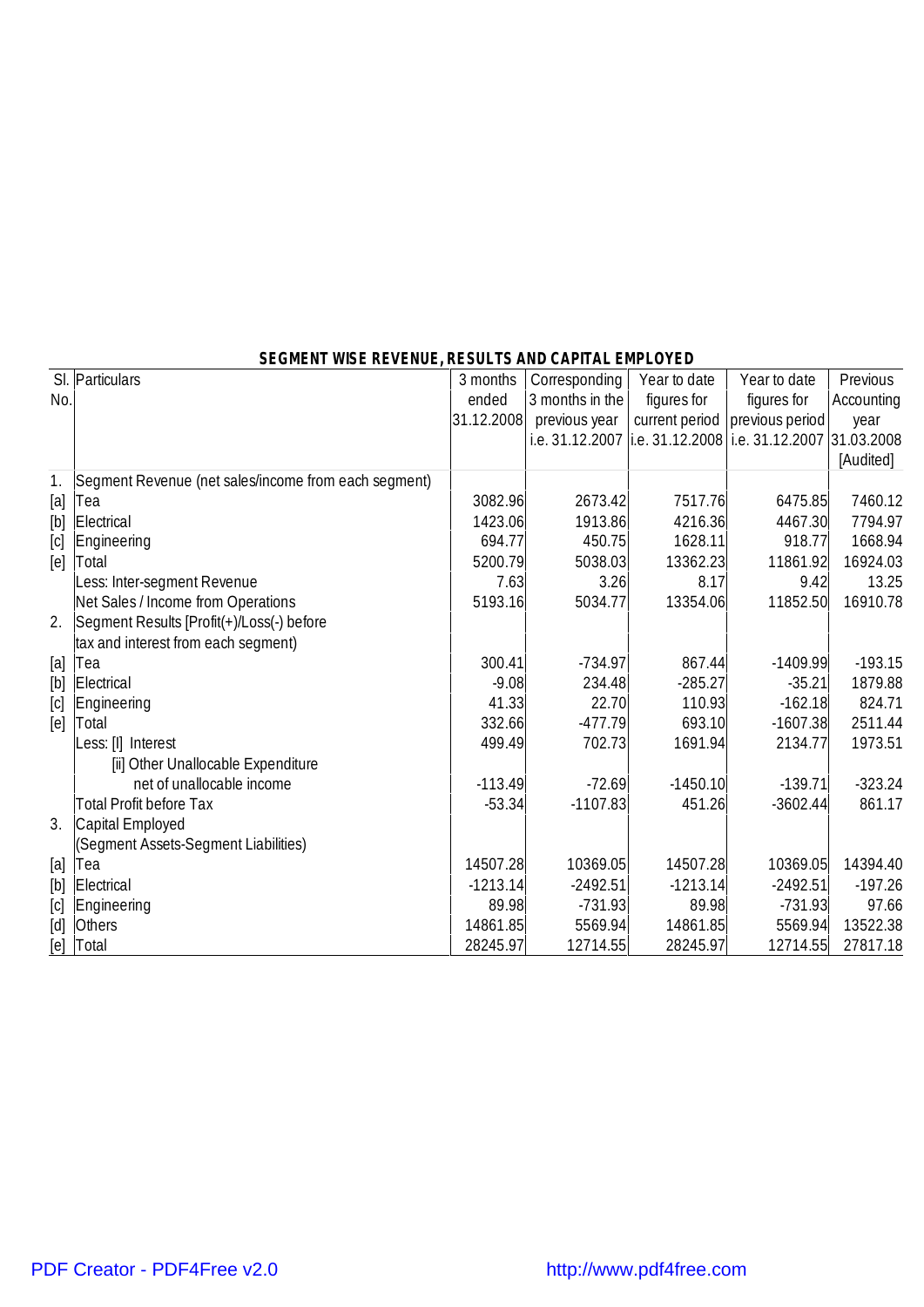## SEGMENT WISE REVENUE, RESULTS AND CAPITAL EMPLOYED

| Sl. No. | Particulars | 3 months ended 31.12.2008 | Corresponding 3 months in the previous year i.e. 31.12.2007 | Year to date figures for current period i.e. 31.12.2008 | Year to date figures for previous period i.e. 31.12.2007 | Previous Accounting year 31.03.2008 [Audited] |
|---|---|---|---|---|---|---|
| 1. | Segment Revenue (net sales/income from each segment) | | | | | |
| [a] | Tea | 3082.96 | 2673.42 | 7517.76 | 6475.85 | 7460.12 |
| [b] | Electrical | 1423.06 | 1913.86 | 4216.36 | 4467.30 | 7794.97 |
| [c] | Engineering | 694.77 | 450.75 | 1628.11 | 918.77 | 1668.94 |
| [e] | Total | 5200.79 | 5038.03 | 13362.23 | 11861.92 | 16924.03 |
| | Less: Inter-segment Revenue | 7.63 | 3.26 | 8.17 | 9.42 | 13.25 |
| | Net Sales / Income from Operations | 5193.16 | 5034.77 | 13354.06 | 11852.50 | 16910.78 |
| 2. | Segment Results [Profit(+)/Loss(-) before tax and interest from each segment) | | | | | |
| [a] | Tea | 300.41 | -734.97 | 867.44 | -1409.99 | -193.15 |
| [b] | Electrical | -9.08 | 234.48 | -285.27 | -35.21 | 1879.88 |
| [c] | Engineering | 41.33 | 22.70 | 110.93 | -162.18 | 824.71 |
| [e] | Total | 332.66 | -477.79 | 693.10 | -1607.38 | 2511.44 |
| | Less: [I] Interest | 499.49 | 702.73 | 1691.94 | 2134.77 | 1973.51 |
| | [ii] Other Unallocable Expenditure net of unallocable income | -113.49 | -72.69 | -1450.10 | -139.71 | -323.24 |
| | Total Profit before Tax | -53.34 | -1107.83 | 451.26 | -3602.44 | 861.17 |
| 3. | Capital Employed (Segment Assets-Segment Liabilities) | | | | | |
| [a] | Tea | 14507.28 | 10369.05 | 14507.28 | 10369.05 | 14394.40 |
| [b] | Electrical | -1213.14 | -2492.51 | -1213.14 | -2492.51 | -197.26 |
| [c] | Engineering | 89.98 | -731.93 | 89.98 | -731.93 | 97.66 |
| [d] | Others | 14861.85 | 5569.94 | 14861.85 | 5569.94 | 13522.38 |
| [e] | Total | 28245.97 | 12714.55 | 28245.97 | 12714.55 | 27817.18 |